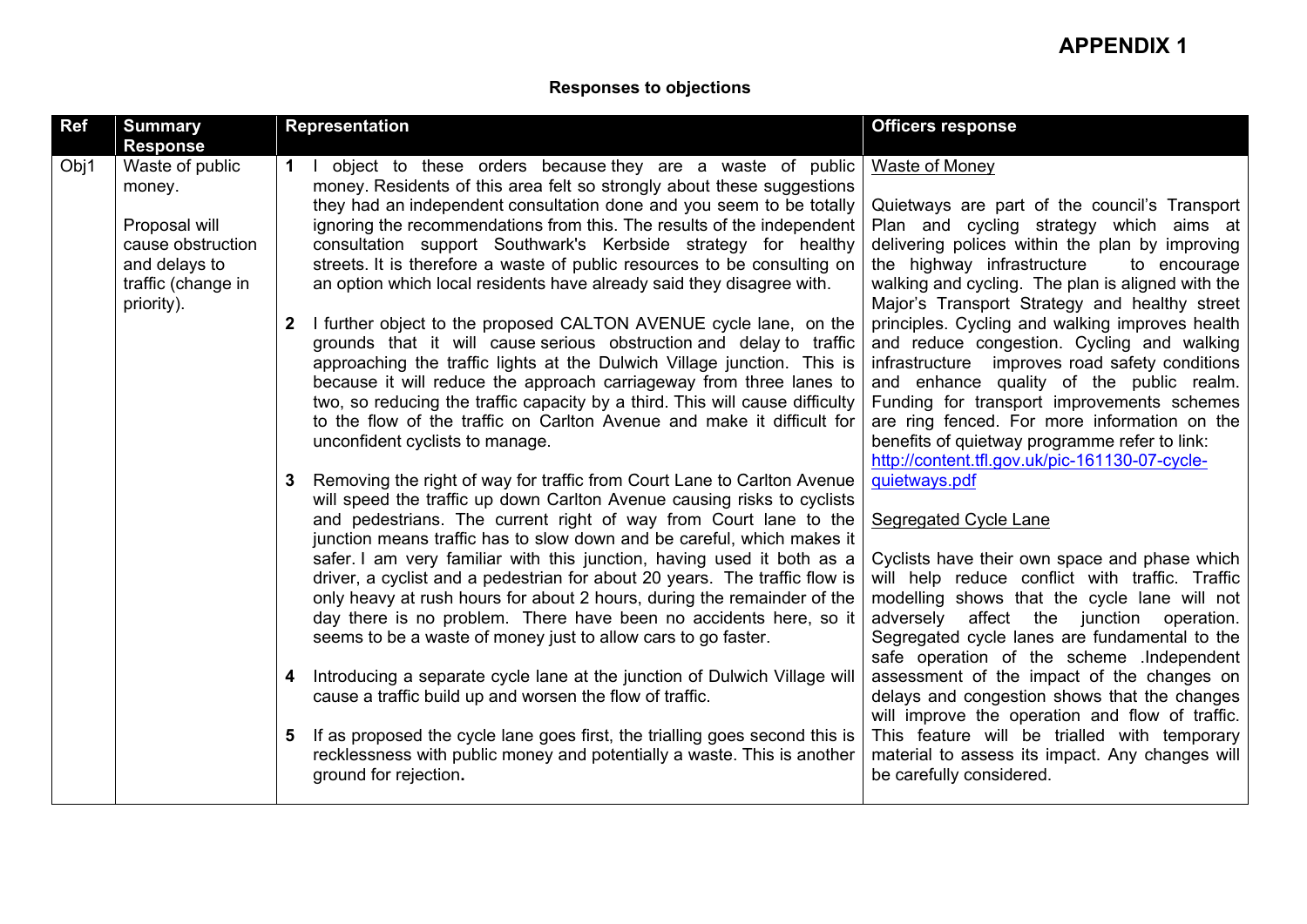# APPENDIX 1

## Responses to objections

| Ref | Summary Response | Representation | Officers response |
|---|---|---|---|
| Obj1 | Waste of public money.<br><br>Proposal will cause obstruction and delays to traffic (change in priority). | **1** I object to these orders because they are a waste of public money. Residents of this area felt so strongly about these suggestions they had an independent consultation done and you seem to be totally ignoring the recommendations from this. The results of the independent consultation support Southwark's Kerbside strategy for healthy streets. It is therefore a waste of public resources to be consulting on an option which local residents have already said they disagree with.<br><br>**2** I further object to the proposed CALTON AVENUE cycle lane, on the grounds that it will cause serious obstruction and delay to traffic approaching the traffic lights at the Dulwich Village junction. This is because it will reduce the approach carriageway from three lanes to two, so reducing the traffic capacity by a third. This will cause difficulty to the flow of the traffic on Carlton Avenue and make it difficult for unconfident cyclists to manage.<br><br>**3** Removing the right of way for traffic from Court Lane to Carlton Avenue will speed the traffic up down Carlton Avenue causing risks to cyclists and pedestrians. The current right of way from Court lane to the junction means traffic has to slow down and be careful, which makes it safer. I am very familiar with this junction, having used it both as a driver, a cyclist and a pedestrian for about 20 years. The traffic flow is only heavy at rush hours for about 2 hours, during the remainder of the day there is no problem. There have been no accidents here, so it seems to be a waste of money just to allow cars to go faster.<br><br>**4** Introducing a separate cycle lane at the junction of Dulwich Village will cause a traffic build up and worsen the flow of traffic.<br><br>**5** If as proposed the cycle lane goes first, the trialling goes second this is recklessness with public money and potentially a waste. This is another ground for rejection**.** | <u>Waste of Money</u><br><br>Quietways are part of the council's Transport Plan and cycling strategy which aims at delivering polices within the plan by improving the highway infrastructure to encourage walking and cycling. The plan is aligned with the Major's Transport Strategy and healthy street principles. Cycling and walking improves health and reduce congestion. Cycling and walking infrastructure improves road safety conditions and enhance quality of the public realm. Funding for transport improvements schemes are ring fenced. For more information on the benefits of quietway programme refer to link: http://content.tfl.gov.uk/pic-161130-07-cycle-quietways.pdf<br><br><u>Segregated Cycle Lane</u><br><br>Cyclists have their own space and phase which will help reduce conflict with traffic. Traffic modelling shows that the cycle lane will not adversely affect the junction operation. Segregated cycle lanes are fundamental to the safe operation of the scheme .Independent assessment of the impact of the changes on delays and congestion shows that the changes will improve the operation and flow of traffic. This feature will be trialled with temporary material to assess its impact. Any changes will be carefully considered. |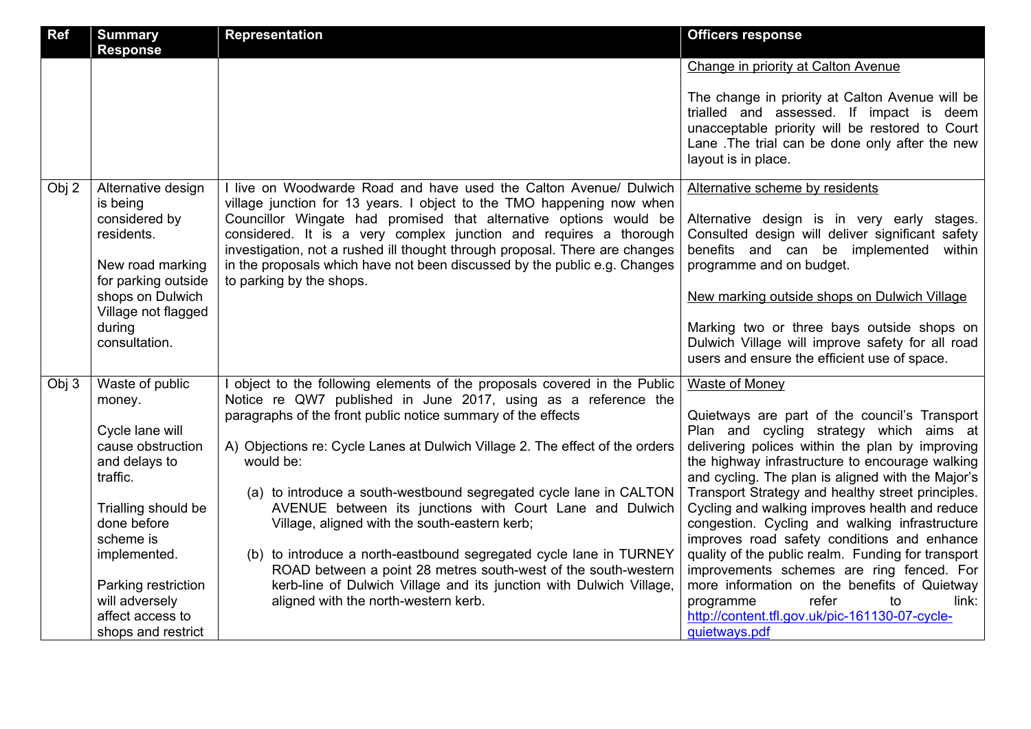| Ref | Summary Response | Representation | Officers response |
|---|---|---|---|
| | | | Change in priority at Calton Avenue<br><br>The change in priority at Calton Avenue will be trialled and assessed. If impact is deem unacceptable priority will be restored to Court Lane .The trial can be done only after the new layout is in place. |
| Obj 2 | Alternative design is being considered by residents.<br><br>New road marking for parking outside shops on Dulwich Village not flagged during consultation. | I live on Woodwarde Road and have used the Calton Avenue/ Dulwich village junction for 13 years. I object to the TMO happening now when Councillor Wingate had promised that alternative options would be considered. It is a very complex junction and requires a thorough investigation, not a rushed ill thought through proposal. There are changes in the proposals which have not been discussed by the public e.g. Changes to parking by the shops. | Alternative scheme by residents<br><br>Alternative design is in very early stages. Consulted design will deliver significant safety benefits and can be implemented within programme and on budget.<br><br>New marking outside shops on Dulwich Village<br><br>Marking two or three bays outside shops on Dulwich Village will improve safety for all road users and ensure the efficient use of space. |
| Obj 3 | Waste of public money.<br><br>Cycle lane will cause obstruction and delays to traffic.<br><br>Trialling should be done before scheme is implemented.<br><br>Parking restriction will adversely affect access to shops and restrict | I object to the following elements of the proposals covered in the Public Notice re QW7 published in June 2017, using as a reference the paragraphs of the front public notice summary of the effects<br><br>A) Objections re: Cycle Lanes at Dulwich Village 2. The effect of the orders would be:<br><br>(a) to introduce a south-westbound segregated cycle lane in CALTON AVENUE between its junctions with Court Lane and Dulwich Village, aligned with the south-eastern kerb;<br><br>(b) to introduce a north-eastbound segregated cycle lane in TURNEY ROAD between a point 28 metres south-west of the south-western kerb-line of Dulwich Village and its junction with Dulwich Village, aligned with the north-western kerb. | Waste of Money<br><br>Quietways are part of the council's Transport Plan and cycling strategy which aims at delivering polices within the plan by improving the highway infrastructure to encourage walking and cycling. The plan is aligned with the Major's Transport Strategy and healthy street principles. Cycling and walking improves health and reduce congestion. Cycling and walking infrastructure improves road safety conditions and enhance quality of the public realm. Funding for transport improvements schemes are ring fenced. For more information on the benefits of Quietway programme refer to link: http://content.tfl.gov.uk/pic-161130-07-cycle-quietways.pdf |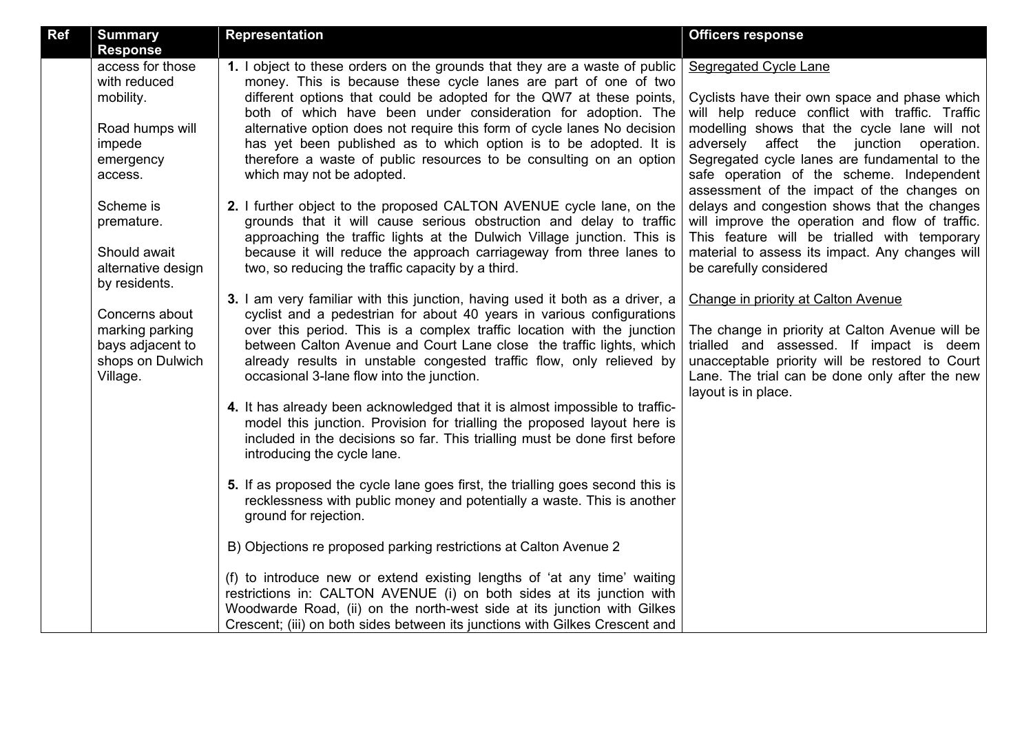| Ref | Summary Response | Representation | Officers response |
|---|---|---|---|
| | access for those with reduced mobility.<br><br>Road humps will impede emergency access.<br><br>Scheme is premature.<br><br>Should await alternative design by residents.<br><br>Concerns about marking parking bays adjacent to shops on Dulwich Village. | **1.** I object to these orders on the grounds that they are a waste of public money. This is because these cycle lanes are part of one of two different options that could be adopted for the QW7 at these points, both of which have been under consideration for adoption. The alternative option does not require this form of cycle lanes No decision has yet been published as to which option is to be adopted. It is therefore a waste of public resources to be consulting on an option which may not be adopted.<br><br>**2.** I further object to the proposed CALTON AVENUE cycle lane, on the grounds that it will cause serious obstruction and delay to traffic approaching the traffic lights at the Dulwich Village junction. This is because it will reduce the approach carriageway from three lanes to two, so reducing the traffic capacity by a third.<br><br>**3.** I am very familiar with this junction, having used it both as a driver, a cyclist and a pedestrian for about 40 years in various configurations over this period. This is a complex traffic location with the junction between Calton Avenue and Court Lane close the traffic lights, which already results in unstable congested traffic flow, only relieved by occasional 3-lane flow into the junction.<br><br>**4.** It has already been acknowledged that it is almost impossible to traffic-model this junction. Provision for trialling the proposed layout here is included in the decisions so far. This trialling must be done first before introducing the cycle lane.<br><br>**5.** If as proposed the cycle lane goes first, the trialling goes second this is recklessness with public money and potentially a waste. This is another ground for rejection.<br><br>B) Objections re proposed parking restrictions at Calton Avenue 2<br><br>(f) to introduce new or extend existing lengths of 'at any time' waiting restrictions in: CALTON AVENUE (i) on both sides at its junction with Woodwarde Road, (ii) on the north-west side at its junction with Gilkes Crescent; (iii) on both sides between its junctions with Gilkes Crescent and | Segregated Cycle Lane<br><br>Cyclists have their own space and phase which will help reduce conflict with traffic. Traffic modelling shows that the cycle lane will not adversely affect the junction operation. Segregated cycle lanes are fundamental to the safe operation of the scheme. Independent assessment of the impact of the changes on delays and congestion shows that the changes will improve the operation and flow of traffic. This feature will be trialled with temporary material to assess its impact. Any changes will be carefully considered<br><br>Change in priority at Calton Avenue<br><br>The change in priority at Calton Avenue will be trialled and assessed. If impact is deem unacceptable priority will be restored to Court Lane. The trial can be done only after the new layout is in place. |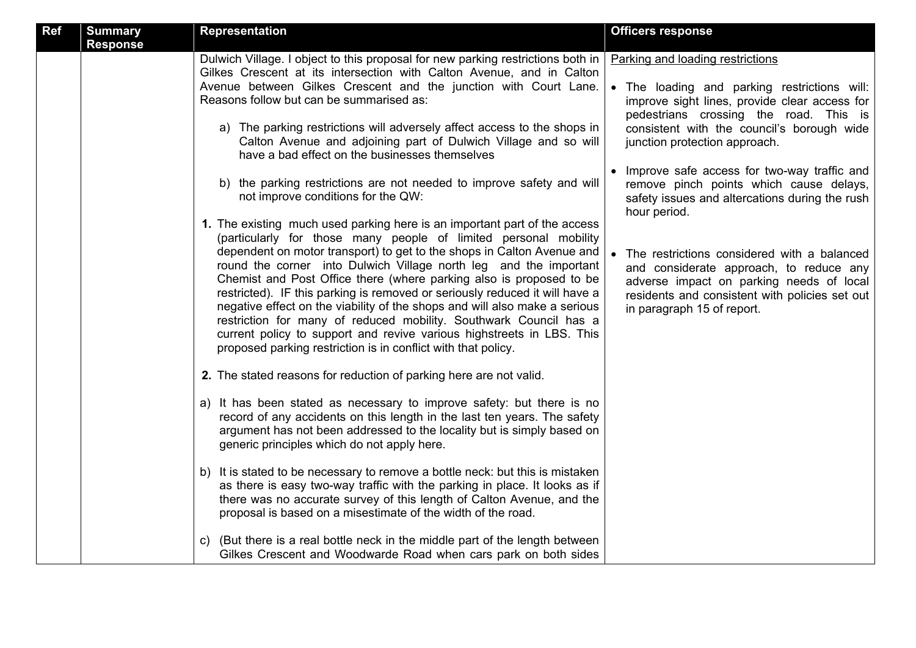| Ref | Summary Response | Representation | Officers response |
|---|---|---|---|
| | | Dulwich Village. I object to this proposal for new parking restrictions both in Gilkes Crescent at its intersection with Calton Avenue, and in Calton Avenue between Gilkes Crescent and the junction with Court Lane. Reasons follow but can be summarised as:<br><br>a) The parking restrictions will adversely affect access to the shops in Calton Avenue and adjoining part of Dulwich Village and so will have a bad effect on the businesses themselves<br><br>b) the parking restrictions are not needed to improve safety and will not improve conditions for the QW:<br><br>**1.** The existing much used parking here is an important part of the access (particularly for those many people of limited personal mobility dependent on motor transport) to get to the shops in Calton Avenue and round the corner into Dulwich Village north leg and the important Chemist and Post Office there (where parking also is proposed to be restricted). IF this parking is removed or seriously reduced it will have a negative effect on the viability of the shops and will also make a serious restriction for many of reduced mobility. Southwark Council has a current policy to support and revive various highstreets in LBS. This proposed parking restriction is in conflict with that policy.<br><br>**2.** The stated reasons for reduction of parking here are not valid.<br><br>a) It has been stated as necessary to improve safety: but there is no record of any accidents on this length in the last ten years. The safety argument has not been addressed to the locality but is simply based on generic principles which do not apply here.<br><br>b) It is stated to be necessary to remove a bottle neck: but this is mistaken as there is easy two-way traffic with the parking in place. It looks as if there was no accurate survey of this length of Calton Avenue, and the proposal is based on a misestimate of the width of the road.<br><br>c) (But there is a real bottle neck in the middle part of the length between Gilkes Crescent and Woodwarde Road when cars park on both sides | Parking and loading restrictions<br><br>• The loading and parking restrictions will: improve sight lines, provide clear access for pedestrians crossing the road. This is consistent with the council's borough wide junction protection approach.<br><br>• Improve safe access for two-way traffic and remove pinch points which cause delays, safety issues and altercations during the rush hour period.<br><br>• The restrictions considered with a balanced and considerate approach, to reduce any adverse impact on parking needs of local residents and consistent with policies set out in paragraph 15 of report. |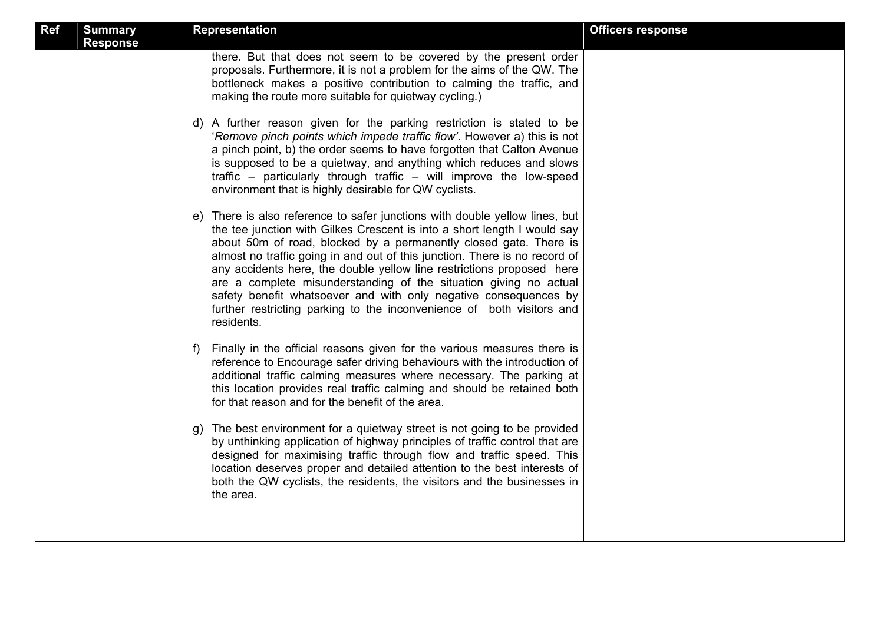| Ref | Summary Response | Representation | Officers response |
|---|---|---|---|
| | | there. But that does not seem to be covered by the present order proposals. Furthermore, it is not a problem for the aims of the QW. The bottleneck makes a positive contribution to calming the traffic, and making the route more suitable for quietway cycling.)<br><br>d) A further reason given for the parking restriction is stated to be '*Remove pinch points which impede traffic flow'*. However a) this is not a pinch point, b) the order seems to have forgotten that Calton Avenue is supposed to be a quietway, and anything which reduces and slows traffic – particularly through traffic – will improve the low-speed environment that is highly desirable for QW cyclists.<br><br>e) There is also reference to safer junctions with double yellow lines, but the tee junction with Gilkes Crescent is into a short length I would say about 50m of road, blocked by a permanently closed gate. There is almost no traffic going in and out of this junction. There is no record of any accidents here, the double yellow line restrictions proposed here are a complete misunderstanding of the situation giving no actual safety benefit whatsoever and with only negative consequences by further restricting parking to the inconvenience of both visitors and residents.<br><br>f) Finally in the official reasons given for the various measures there is reference to Encourage safer driving behaviours with the introduction of additional traffic calming measures where necessary. The parking at this location provides real traffic calming and should be retained both for that reason and for the benefit of the area.<br><br>g) The best environment for a quietway street is not going to be provided by unthinking application of highway principles of traffic control that are designed for maximising traffic through flow and traffic speed. This location deserves proper and detailed attention to the best interests of both the QW cyclists, the residents, the visitors and the businesses in the area. | |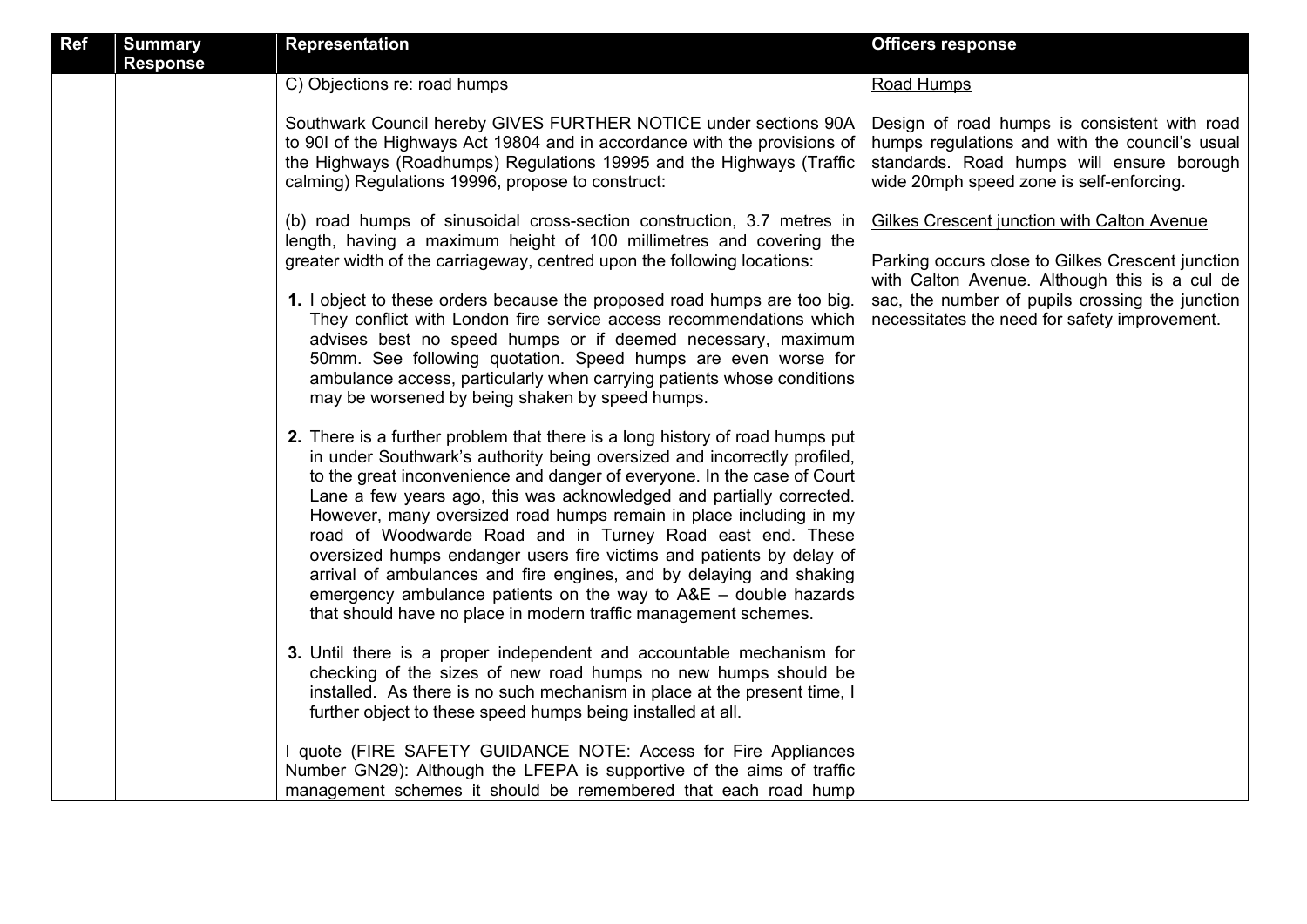| Ref | Summary Response | Representation | Officers response |
|---|---|---|---|
| | | C) Objections re: road humps<br><br>Southwark Council hereby GIVES FURTHER NOTICE under sections 90A to 90I of the Highways Act 19804 and in accordance with the provisions of the Highways (Roadhumps) Regulations 19995 and the Highways (Traffic calming) Regulations 19996, propose to construct:<br><br>(b) road humps of sinusoidal cross-section construction, 3.7 metres in length, having a maximum height of 100 millimetres and covering the greater width of the carriageway, centred upon the following locations:<br><br>**1.** I object to these orders because the proposed road humps are too big. They conflict with London fire service access recommendations which advises best no speed humps or if deemed necessary, maximum 50mm. See following quotation. Speed humps are even worse for ambulance access, particularly when carrying patients whose conditions may be worsened by being shaken by speed humps.<br><br>**2.** There is a further problem that there is a long history of road humps put in under Southwark's authority being oversized and incorrectly profiled, to the great inconvenience and danger of everyone. In the case of Court Lane a few years ago, this was acknowledged and partially corrected. However, many oversized road humps remain in place including in my road of Woodwarde Road and in Turney Road east end. These oversized humps endanger users fire victims and patients by delay of arrival of ambulances and fire engines, and by delaying and shaking emergency ambulance patients on the way to A&E – double hazards that should have no place in modern traffic management schemes.<br><br>**3.** Until there is a proper independent and accountable mechanism for checking of the sizes of new road humps no new humps should be installed. As there is no such mechanism in place at the present time, I further object to these speed humps being installed at all.<br><br>I quote (FIRE SAFETY GUIDANCE NOTE: Access for Fire Appliances Number GN29): Although the LFEPA is supportive of the aims of traffic management schemes it should be remembered that each road hump | Road Humps<br><br>Design of road humps is consistent with road humps regulations and with the council's usual standards. Road humps will ensure borough wide 20mph speed zone is self-enforcing.<br><br>Gilkes Crescent junction with Calton Avenue<br><br>Parking occurs close to Gilkes Crescent junction with Calton Avenue. Although this is a cul de sac, the number of pupils crossing the junction necessitates the need for safety improvement. |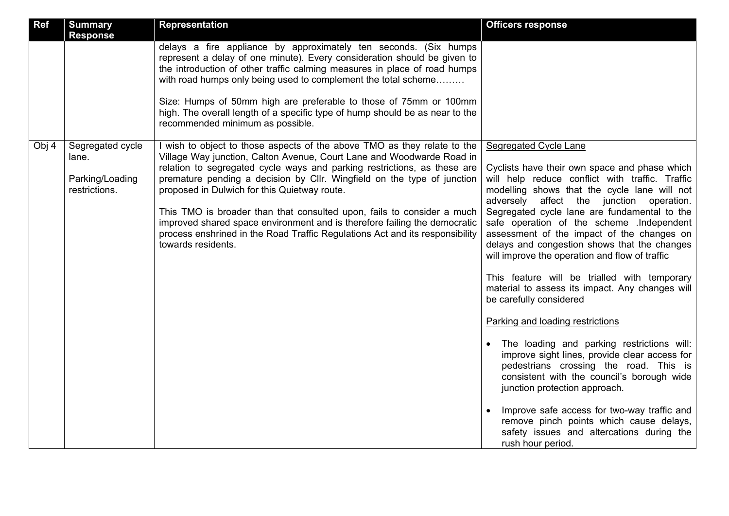| Ref | Summary Response | Representation | Officers response |
|---|---|---|---|
| | | delays a fire appliance by approximately ten seconds. (Six humps represent a delay of one minute). Every consideration should be given to the introduction of other traffic calming measures in place of road humps with road humps only being used to complement the total scheme………<br><br>Size: Humps of 50mm high are preferable to those of 75mm or 100mm high. The overall length of a specific type of hump should be as near to the recommended minimum as possible. | |
| Obj 4 | Segregated cycle lane.<br><br>Parking/Loading restrictions. | I wish to object to those aspects of the above TMO as they relate to the Village Way junction, Calton Avenue, Court Lane and Woodwarde Road in relation to segregated cycle ways and parking restrictions, as these are premature pending a decision by Cllr. Wingfield on the type of junction proposed in Dulwich for this Quietway route.<br><br>This TMO is broader than that consulted upon, fails to consider a much improved shared space environment and is therefore failing the democratic process enshrined in the Road Traffic Regulations Act and its responsibility towards residents. | Segregated Cycle Lane<br><br>Cyclists have their own space and phase which will help reduce conflict with traffic. Traffic modelling shows that the cycle lane will not adversely affect the junction operation. Segregated cycle lane are fundamental to the safe operation of the scheme .Independent assessment of the impact of the changes on delays and congestion shows that the changes will improve the operation and flow of traffic<br><br>This feature will be trialled with temporary material to assess its impact. Any changes will be carefully considered<br><br>Parking and loading restrictions<br><br>• The loading and parking restrictions will: improve sight lines, provide clear access for pedestrians crossing the road. This is consistent with the council's borough wide junction protection approach.<br><br>• Improve safe access for two-way traffic and remove pinch points which cause delays, safety issues and altercations during the rush hour period. |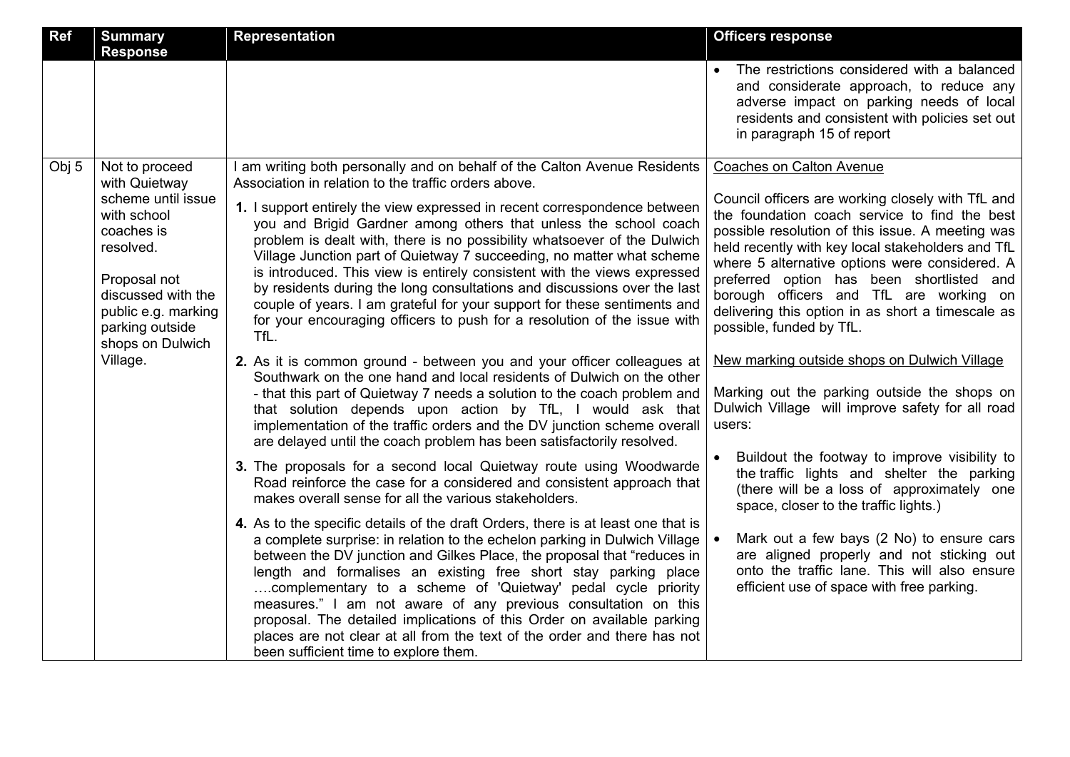| Ref | Summary Response | Representation | Officers response |
|---|---|---|---|
| | | | • The restrictions considered with a balanced and considerate approach, to reduce any adverse impact on parking needs of local residents and consistent with policies set out in paragraph 15 of report |
| Obj 5 | Not to proceed with Quietway scheme until issue with school coaches is resolved.<br><br>Proposal not discussed with the public e.g. marking parking outside shops on Dulwich Village. | I am writing both personally and on behalf of the Calton Avenue Residents Association in relation to the traffic orders above.<br><br>**1.** I support entirely the view expressed in recent correspondence between you and Brigid Gardner among others that unless the school coach problem is dealt with, there is no possibility whatsoever of the Dulwich Village Junction part of Quietway 7 succeeding, no matter what scheme is introduced. This view is entirely consistent with the views expressed by residents during the long consultations and discussions over the last couple of years. I am grateful for your support for these sentiments and for your encouraging officers to push for a resolution of the issue with TfL.<br><br>**2.** As it is common ground - between you and your officer colleagues at Southwark on the one hand and local residents of Dulwich on the other - that this part of Quietway 7 needs a solution to the coach problem and that solution depends upon action by TfL, I would ask that implementation of the traffic orders and the DV junction scheme overall are delayed until the coach problem has been satisfactorily resolved.<br><br>**3.** The proposals for a second local Quietway route using Woodwarde Road reinforce the case for a considered and consistent approach that makes overall sense for all the various stakeholders.<br><br>**4.** As to the specific details of the draft Orders, there is at least one that is a complete surprise: in relation to the echelon parking in Dulwich Village between the DV junction and Gilkes Place, the proposal that "reduces in length and formalises an existing free short stay parking place ….complementary to a scheme of 'Quietway' pedal cycle priority measures." I am not aware of any previous consultation on this proposal. The detailed implications of this Order on available parking places are not clear at all from the text of the order and there has not been sufficient time to explore them. | <u>Coaches on Calton Avenue</u><br><br>Council officers are working closely with TfL and the foundation coach service to find the best possible resolution of this issue. A meeting was held recently with key local stakeholders and TfL where 5 alternative options were considered. A preferred option has been shortlisted and borough officers and TfL are working on delivering this option in as short a timescale as possible, funded by TfL.<br><br><u>New marking outside shops on Dulwich Village</u><br><br>Marking out the parking outside the shops on Dulwich Village will improve safety for all road users:<br><br>• Buildout the footway to improve visibility to the traffic lights and shelter the parking (there will be a loss of approximately one space, closer to the traffic lights.)<br><br>• Mark out a few bays (2 No) to ensure cars are aligned properly and not sticking out onto the traffic lane. This will also ensure efficient use of space with free parking. |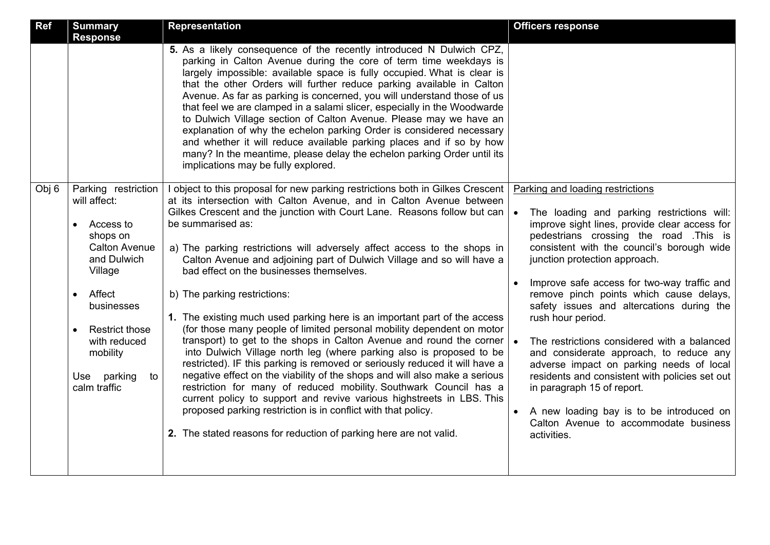| Ref | Summary Response | Representation | Officers response |
|---|---|---|---|
| | | **5.** As a likely consequence of the recently introduced N Dulwich CPZ, parking in Calton Avenue during the core of term time weekdays is largely impossible: available space is fully occupied. What is clear is that the other Orders will further reduce parking available in Calton Avenue. As far as parking is concerned, you will understand those of us that feel we are clamped in a salami slicer, especially in the Woodwarde to Dulwich Village section of Calton Avenue. Please may we have an explanation of why the echelon parking Order is considered necessary and whether it will reduce available parking places and if so by how many? In the meantime, please delay the echelon parking Order until its implications may be fully explored. | |
| Obj 6 | Parking restriction will affect:<br><br>• Access to shops on Calton Avenue and Dulwich Village<br><br>• Affect businesses<br><br>• Restrict those with reduced mobility<br><br>Use parking to calm traffic | I object to this proposal for new parking restrictions both in Gilkes Crescent at its intersection with Calton Avenue, and in Calton Avenue between Gilkes Crescent and the junction with Court Lane. Reasons follow but can be summarised as:<br><br>a) The parking restrictions will adversely affect access to the shops in Calton Avenue and adjoining part of Dulwich Village and so will have a bad effect on the businesses themselves.<br><br>b) The parking restrictions:<br><br>**1.** The existing much used parking here is an important part of the access (for those many people of limited personal mobility dependent on motor transport) to get to the shops in Calton Avenue and round the corner into Dulwich Village north leg (where parking also is proposed to be restricted). IF this parking is removed or seriously reduced it will have a negative effect on the viability of the shops and will also make a serious restriction for many of reduced mobility. Southwark Council has a current policy to support and revive various highstreets in LBS. This proposed parking restriction is in conflict with that policy.<br><br>**2.** The stated reasons for reduction of parking here are not valid. | <u>Parking and loading restrictions</u><br><br>• The loading and parking restrictions will: improve sight lines, provide clear access for pedestrians crossing the road .This is consistent with the council's borough wide junction protection approach.<br><br>• Improve safe access for two-way traffic and remove pinch points which cause delays, safety issues and altercations during the rush hour period.<br><br>• The restrictions considered with a balanced and considerate approach, to reduce any adverse impact on parking needs of local residents and consistent with policies set out in paragraph 15 of report.<br><br>• A new loading bay is to be introduced on Calton Avenue to accommodate business activities. |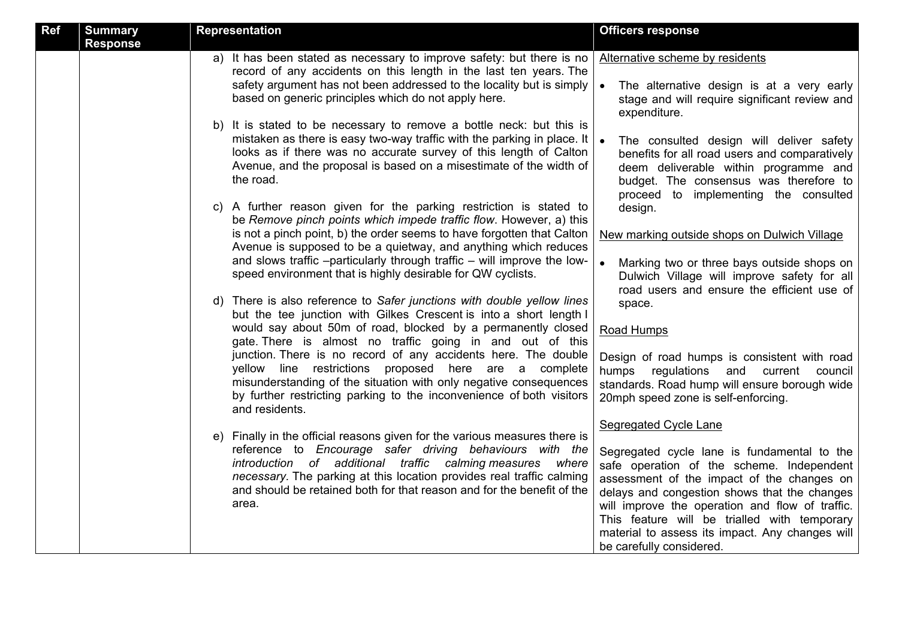| Ref | Summary Response | Representation | Officers response |
|---|---|---|---|
| | | a) It has been stated as necessary to improve safety: but there is no record of any accidents on this length in the last ten years. The safety argument has not been addressed to the locality but is simply based on generic principles which do not apply here.<br><br>b) It is stated to be necessary to remove a bottle neck: but this is mistaken as there is easy two-way traffic with the parking in place. It looks as if there was no accurate survey of this length of Calton Avenue, and the proposal is based on a misestimate of the width of the road.<br><br>c) A further reason given for the parking restriction is stated to be *Remove pinch points which impede traffic flow*. However, a) this is not a pinch point, b) the order seems to have forgotten that Calton Avenue is supposed to be a quietway, and anything which reduces and slows traffic –particularly through traffic – will improve the low-speed environment that is highly desirable for QW cyclists.<br><br>d) There is also reference to *Safer junctions with double yellow lines* but the tee junction with Gilkes Crescent is into a short length I would say about 50m of road, blocked by a permanently closed gate. There is almost no traffic going in and out of this junction. There is no record of any accidents here. The double yellow line restrictions proposed here are a complete misunderstanding of the situation with only negative consequences by further restricting parking to the inconvenience of both visitors and residents.<br><br>e) Finally in the official reasons given for the various measures there is reference to *Encourage safer driving behaviours with the introduction of additional traffic calming measures where necessary.* The parking at this location provides real traffic calming and should be retained both for that reason and for the benefit of the area. | <u>Alternative scheme by residents</u><br><br>• The alternative design is at a very early stage and will require significant review and expenditure.<br><br>• The consulted design will deliver safety benefits for all road users and comparatively deem deliverable within programme and budget. The consensus was therefore to proceed to implementing the consulted design.<br><br><u>New marking outside shops on Dulwich Village</u><br><br>• Marking two or three bays outside shops on Dulwich Village will improve safety for all road users and ensure the efficient use of space.<br><br><u>Road Humps</u><br><br>Design of road humps is consistent with road humps regulations and current council standards. Road hump will ensure borough wide 20mph speed zone is self-enforcing.<br><br><u>Segregated Cycle Lane</u><br><br>Segregated cycle lane is fundamental to the safe operation of the scheme. Independent assessment of the impact of the changes on delays and congestion shows that the changes will improve the operation and flow of traffic. This feature will be trialled with temporary material to assess its impact. Any changes will be carefully considered. |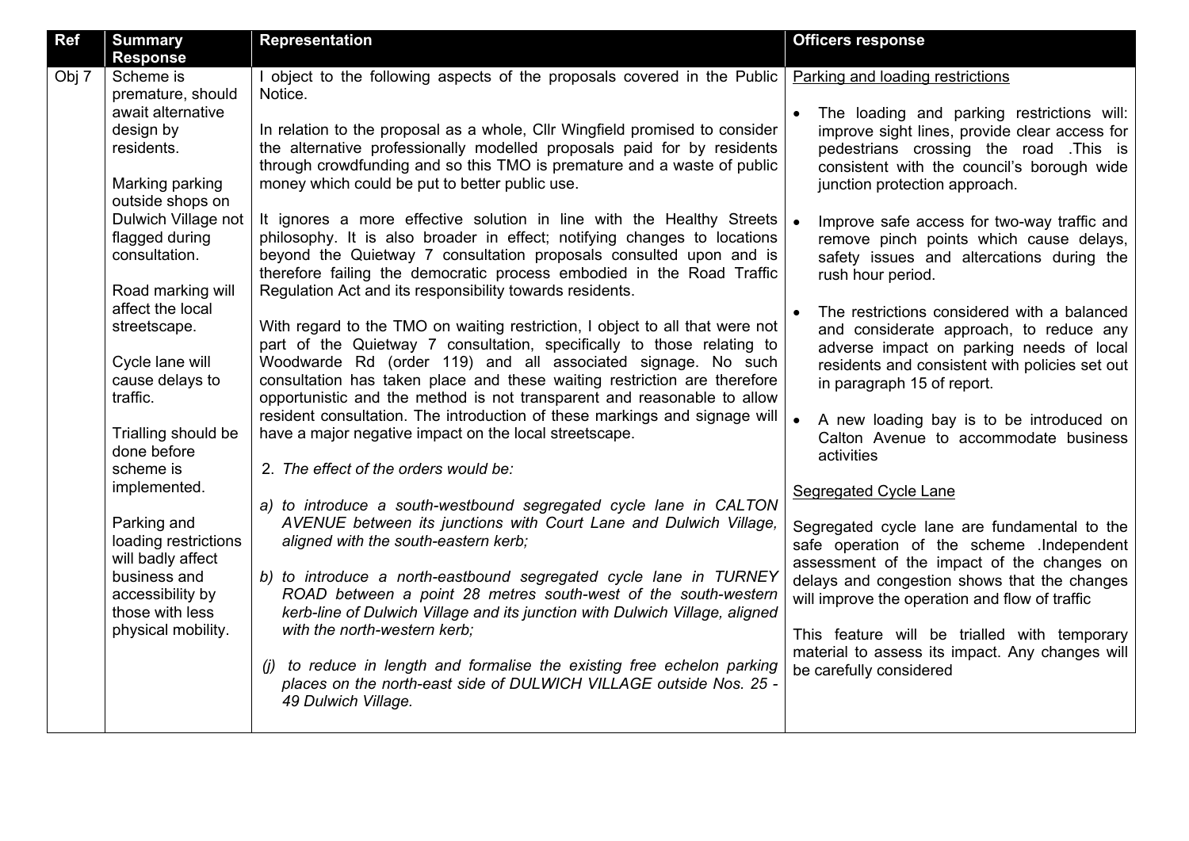| Ref | Summary Response | Representation | Officers response |
|---|---|---|---|
| Obj 7 | Scheme is premature, should await alternative design by residents.<br><br>Marking parking outside shops on Dulwich Village not flagged during consultation.<br><br>Road marking will affect the local streetscape.<br><br>Cycle lane will cause delays to traffic.<br><br>Trialling should be done before scheme is implemented.<br><br>Parking and loading restrictions will badly affect business and accessibility by those with less physical mobility. | I object to the following aspects of the proposals covered in the Public Notice.<br><br>In relation to the proposal as a whole, Cllr Wingfield promised to consider the alternative professionally modelled proposals paid for by residents through crowdfunding and so this TMO is premature and a waste of public money which could be put to better public use.<br><br>It ignores a more effective solution in line with the Healthy Streets philosophy. It is also broader in effect; notifying changes to locations beyond the Quietway 7 consultation proposals consulted upon and is therefore failing the democratic process embodied in the Road Traffic Regulation Act and its responsibility towards residents.<br><br>With regard to the TMO on waiting restriction, I object to all that were not part of the Quietway 7 consultation, specifically to those relating to Woodwarde Rd (order 119) and all associated signage. No such consultation has taken place and these waiting restriction are therefore opportunistic and the method is not transparent and reasonable to allow resident consultation. The introduction of these markings and signage will have a major negative impact on the local streetscape.<br><br>2. *The effect of the orders would be:*<br><br>*a) to introduce a south-westbound segregated cycle lane in CALTON AVENUE between its junctions with Court Lane and Dulwich Village, aligned with the south-eastern kerb;*<br><br>*b) to introduce a north-eastbound segregated cycle lane in TURNEY ROAD between a point 28 metres south-west of the south-western kerb-line of Dulwich Village and its junction with Dulwich Village, aligned with the north-western kerb;*<br><br>*(j) to reduce in length and formalise the existing free echelon parking places on the north-east side of DULWICH VILLAGE outside Nos. 25 - 49 Dulwich Village.* | Parking and loading restrictions<br><br>• The loading and parking restrictions will: improve sight lines, provide clear access for pedestrians crossing the road .This is consistent with the council's borough wide junction protection approach.<br><br>• Improve safe access for two-way traffic and remove pinch points which cause delays, safety issues and altercations during the rush hour period.<br><br>• The restrictions considered with a balanced and considerate approach, to reduce any adverse impact on parking needs of local residents and consistent with policies set out in paragraph 15 of report.<br><br>• A new loading bay is to be introduced on Calton Avenue to accommodate business activities<br><br>Segregated Cycle Lane<br><br>Segregated cycle lane are fundamental to the safe operation of the scheme .Independent assessment of the impact of the changes on delays and congestion shows that the changes will improve the operation and flow of traffic<br><br>This feature will be trialled with temporary material to assess its impact. Any changes will be carefully considered |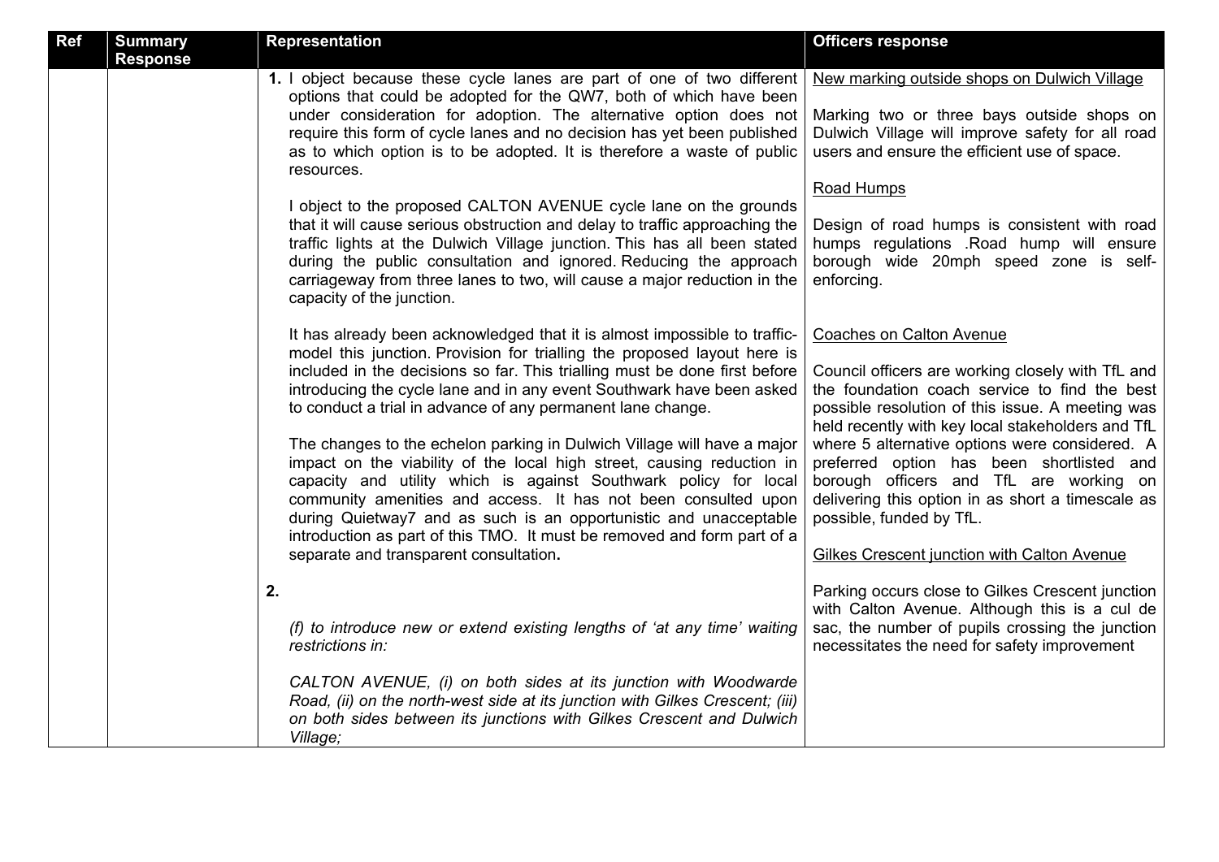| Ref | Summary Response | Representation | Officers response |
|---|---|---|---|
| | | **1.** I object because these cycle lanes are part of one of two different options that could be adopted for the QW7, both of which have been under consideration for adoption. The alternative option does not require this form of cycle lanes and no decision has yet been published as to which option is to be adopted. It is therefore a waste of public resources.<br><br>I object to the proposed CALTON AVENUE cycle lane on the grounds that it will cause serious obstruction and delay to traffic approaching the traffic lights at the Dulwich Village junction. This has all been stated during the public consultation and ignored. Reducing the approach carriageway from three lanes to two, will cause a major reduction in the capacity of the junction.<br><br>It has already been acknowledged that it is almost impossible to traffic-model this junction. Provision for trialling the proposed layout here is included in the decisions so far. This trialling must be done first before introducing the cycle lane and in any event Southwark have been asked to conduct a trial in advance of any permanent lane change.<br><br>The changes to the echelon parking in Dulwich Village will have a major impact on the viability of the local high street, causing reduction in capacity and utility which is against Southwark policy for local community amenities and access. It has not been consulted upon during Quietway7 and as such is an opportunistic and unacceptable introduction as part of this TMO. It must be removed and form part of a separate and transparent consultation**.**<br><br>**2.**<br><br>*(f) to introduce new or extend existing lengths of 'at any time' waiting restrictions in:*<br><br>*CALTON AVENUE, (i) on both sides at its junction with Woodwarde Road, (ii) on the north-west side at its junction with Gilkes Crescent; (iii) on both sides between its junctions with Gilkes Crescent and Dulwich Village;* | <u>New marking outside shops on Dulwich Village</u><br><br>Marking two or three bays outside shops on Dulwich Village will improve safety for all road users and ensure the efficient use of space.<br><br><u>Road Humps</u><br><br>Design of road humps is consistent with road humps regulations .Road hump will ensure borough wide 20mph speed zone is self-enforcing.<br><br><u>Coaches on Calton Avenue</u><br><br>Council officers are working closely with TfL and the foundation coach service to find the best possible resolution of this issue. A meeting was held recently with key local stakeholders and TfL where 5 alternative options were considered. A preferred option has been shortlisted and borough officers and TfL are working on delivering this option in as short a timescale as possible, funded by TfL.<br><br><u>Gilkes Crescent junction with Calton Avenue</u><br><br>Parking occurs close to Gilkes Crescent junction with Calton Avenue. Although this is a cul de sac, the number of pupils crossing the junction necessitates the need for safety improvement |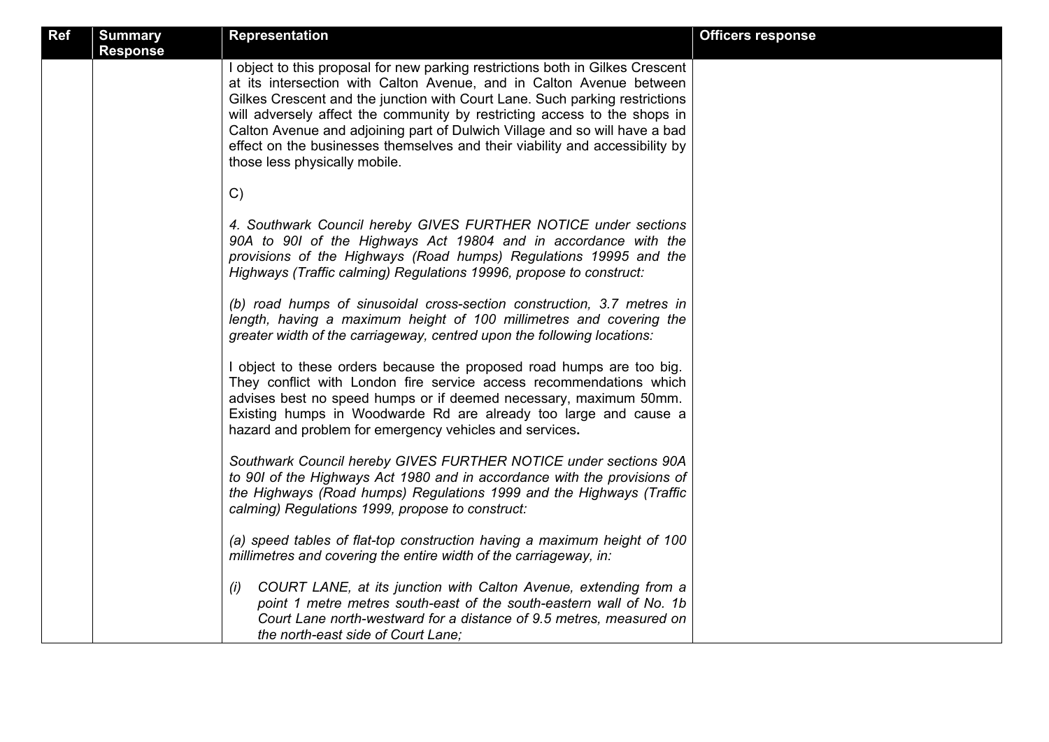| Ref | Summary Response | Representation | Officers response |
|---|---|---|---|
| | | I object to this proposal for new parking restrictions both in Gilkes Crescent at its intersection with Calton Avenue, and in Calton Avenue between Gilkes Crescent and the junction with Court Lane. Such parking restrictions will adversely affect the community by restricting access to the shops in Calton Avenue and adjoining part of Dulwich Village and so will have a bad effect on the businesses themselves and their viability and accessibility by those less physically mobile.<br><br>C)<br><br>*4. Southwark Council hereby GIVES FURTHER NOTICE under sections 90A to 90I of the Highways Act 19804 and in accordance with the provisions of the Highways (Road humps) Regulations 19995 and the Highways (Traffic calming) Regulations 19996, propose to construct:*<br><br>*(b) road humps of sinusoidal cross-section construction, 3.7 metres in length, having a maximum height of 100 millimetres and covering the greater width of the carriageway, centred upon the following locations:*<br><br>I object to these orders because the proposed road humps are too big. They conflict with London fire service access recommendations which advises best no speed humps or if deemed necessary, maximum 50mm. Existing humps in Woodwarde Rd are already too large and cause a hazard and problem for emergency vehicles and services**.**<br><br>*Southwark Council hereby GIVES FURTHER NOTICE under sections 90A to 90I of the Highways Act 1980 and in accordance with the provisions of the Highways (Road humps) Regulations 1999 and the Highways (Traffic calming) Regulations 1999, propose to construct:*<br><br>*(a) speed tables of flat-top construction having a maximum height of 100 millimetres and covering the entire width of the carriageway, in:*<br><br>*(i) COURT LANE, at its junction with Calton Avenue, extending from a point 1 metre metres south-east of the south-eastern wall of No. 1b Court Lane north-westward for a distance of 9.5 metres, measured on the north-east side of Court Lane;* | |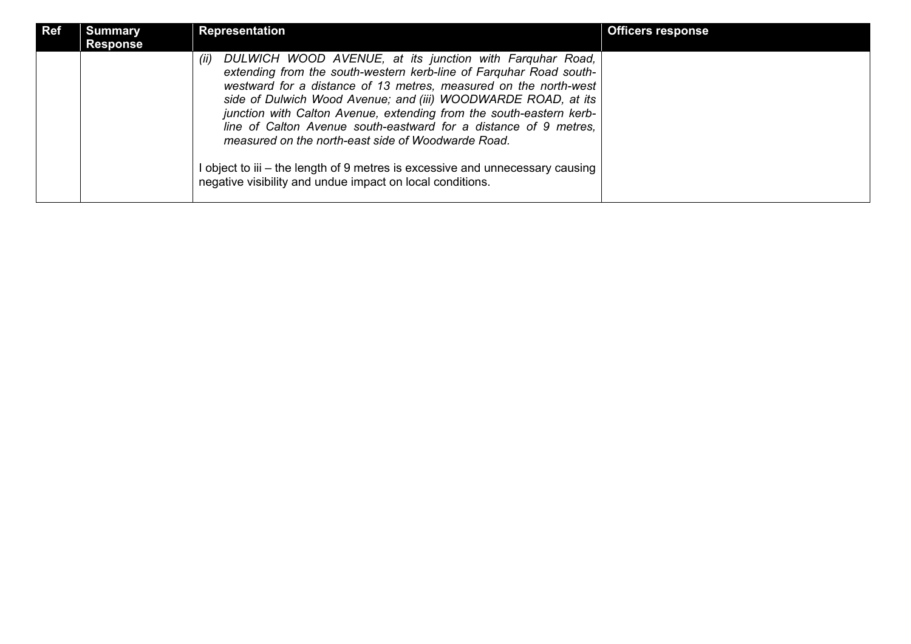| Ref | Summary Response | Representation | Officers response |
|---|---|---|---|
| | | *(ii) DULWICH WOOD AVENUE, at its junction with Farquhar Road, extending from the south-western kerb-line of Farquhar Road south-westward for a distance of 13 metres, measured on the north-west side of Dulwich Wood Avenue; and (iii) WOODWARDE ROAD, at its junction with Calton Avenue, extending from the south-eastern kerb-line of Calton Avenue south-eastward for a distance of 9 metres, measured on the north-east side of Woodwarde Road.*<br><br>I object to iii – the length of 9 metres is excessive and unnecessary causing negative visibility and undue impact on local conditions. | |